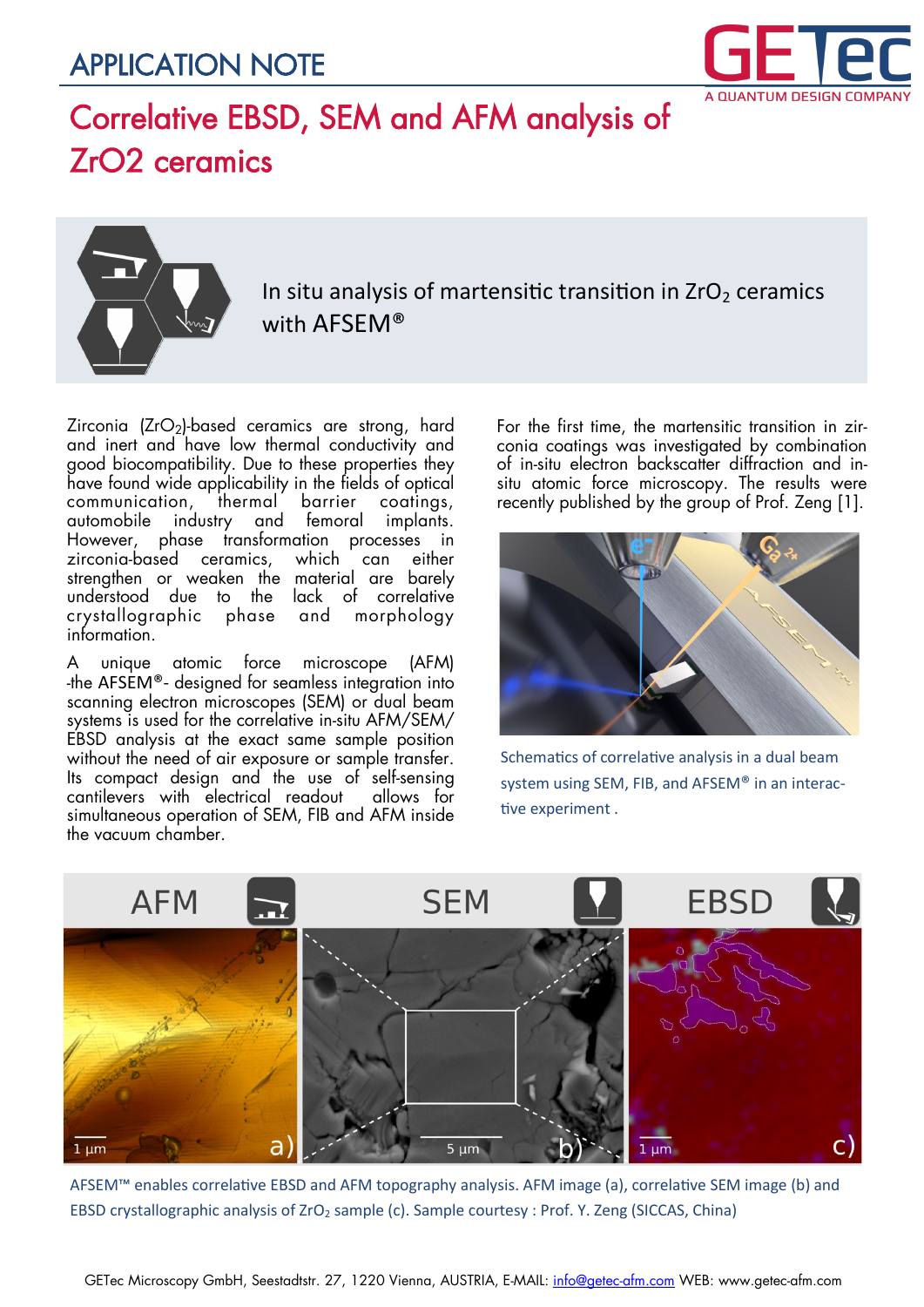# APPLICATION NOTE

## Correlative EBSD, SEM and AFM analysis of ZrO2 ceramics

### In situ analysis of martensitic transition in $ZrO_2$ ceramics with AFSEM®

Zirconia ($ZrO_2$)-based ceramics are strong, hard and inert and have low thermal conductivity and good biocompatibility. Due to these properties they have found wide applicability in the fields of optical communication, thermal barrier coatings, automobile industry and femoral implants. However, phase transformation processes in zirconia-based ceramics, which can either strengthen or weaken the material are barely understood due to the lack of correlative crystallographic phase and morphology information.

A unique atomic force microscope (AFM) -the AFSEM®- designed for seamless integration into scanning electron microscopes (SEM) or dual beam systems is used for the correlative in-situ AFM/SEM/EBSD analysis at the exact same sample position without the need of air exposure or sample transfer. Its compact design and the use of self-sensing cantilevers with electrical readout allows for simultaneous operation of SEM, FIB and AFM inside the vacuum chamber.

For the first time, the martensitic transition in zirconia coatings was investigated by combination of in-situ electron backscatter diffraction and in-situ atomic force microscopy. The results were recently published by the group of Prof. Zeng [1].

Schematics of correlative analysis in a dual beam system using SEM, FIB, and AFSEM® in an interactive experiment .

AFSEM™ enables correlative EBSD and AFM topography analysis. AFM image (a), correlative SEM image (b) and EBSD crystallographic analysis of $ZrO_2$ sample (c). Sample courtesy : Prof. Y. Zeng (SICCAS, China)

GETec Microscopy GmbH, Seestadtstr. 27, 1220 Vienna, AUSTRIA, E-MAIL: info@getec-afm.com WEB: www.getec-afm.com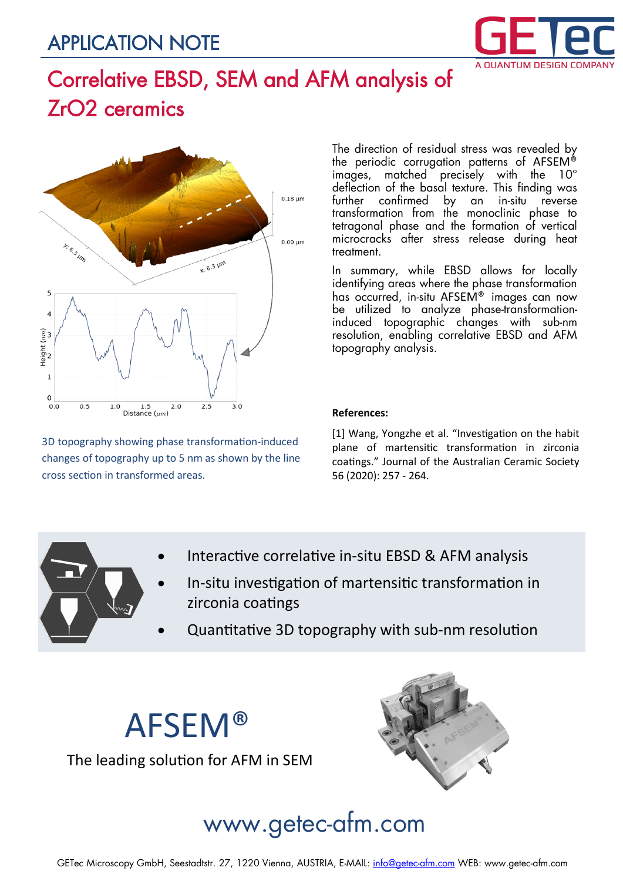## APPLICATION NOTE

# Correlative EBSD, SEM and AFM analysis of ZrO2 ceramics

0.18 µm
0.00 µm
y: 6.3 µm
x: 6.3 µm

Height (nm)
5
4
3
2
1
0
0.0 0.5 1.0 1.5 2.0 2.5 3.0
Distance (µm)

3D topography showing phase transformation-induced changes of topography up to 5 nm as shown by the line cross section in transformed areas.

The direction of residual stress was revealed by the periodic corrugation patterns of AFSEM® images, matched precisely with the 10° deflection of the basal texture. This finding was further confirmed by an in-situ reverse transformation from the monoclinic phase to tetragonal phase and the formation of vertical microcracks after stress release during heat treatment.

In summary, while EBSD allows for locally identifying areas where the phase transformation has occurred, in-situ AFSEM® images can now be utilized to analyze phase-transformation-induced topographic changes with sub-nm resolution, enabling correlative EBSD and AFM topography analysis.

**References:**

[1] Wang, Yongzhe et al. “Investigation on the habit plane of martensitic transformation in zirconia coatings.” Journal of the Australian Ceramic Society 56 (2020): 257 - 264.

- Interactive correlative in-situ EBSD & AFM analysis
- In-situ investigation of martensitic transformation in zirconia coatings
- Quantitative 3D topography with sub-nm resolution

## AFSEM®

The leading solution for AFM in SEM

www.getec-afm.com

GETec Microscopy GmbH, Seestadtstr. 27, 1220 Vienna, AUSTRIA, E-MAIL: info@getec-afm.com WEB: www.getec-afm.com